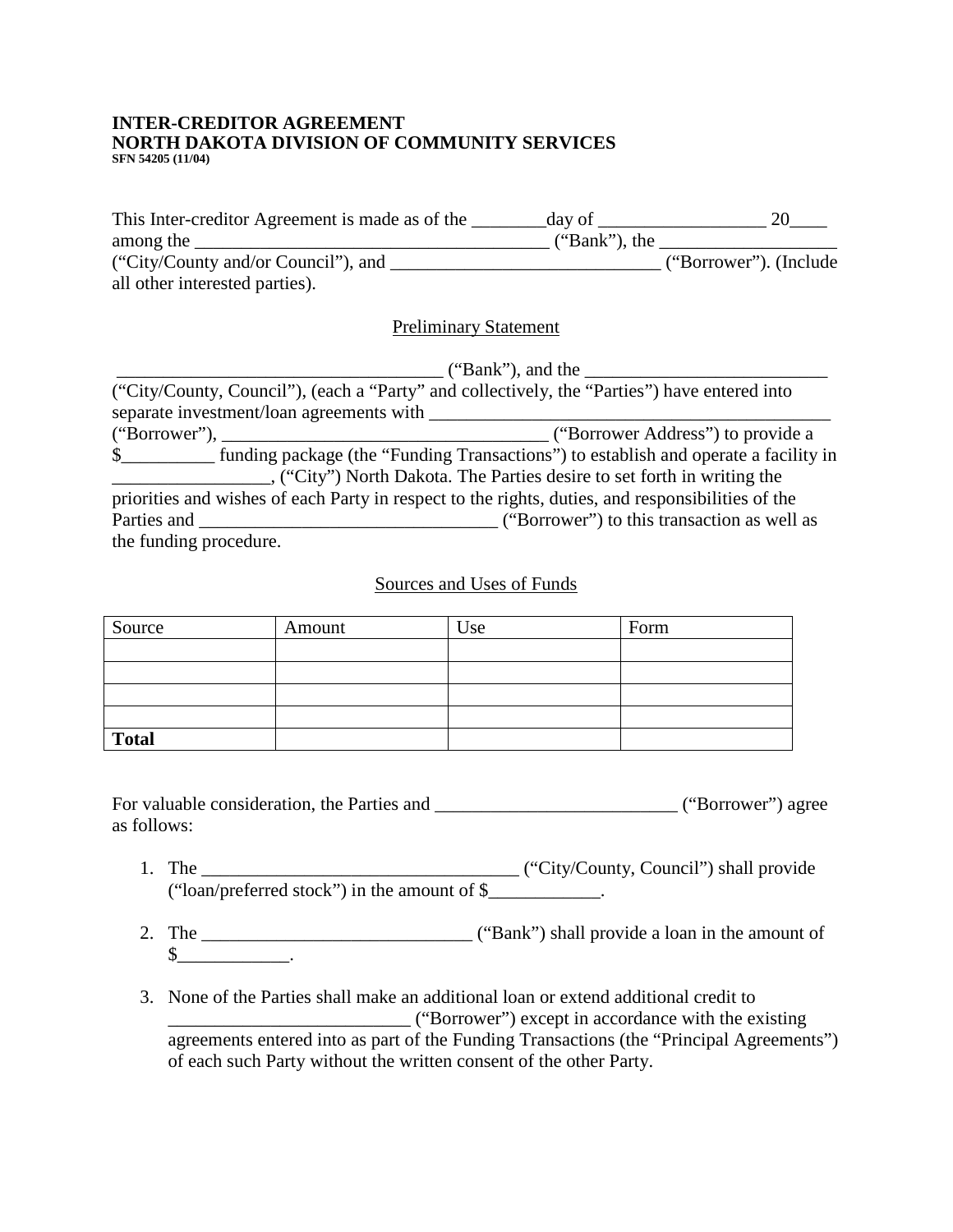**INTER-CREDITOR AGREEMENT**
**NORTH DAKOTA DIVISION OF COMMUNITY SERVICES**
**SFN 54205 (11/04)**

This Inter-creditor Agreement is made as of the ________day of __________________ 20____ among the ______________________________________ ("Bank"), the ___________________ ("City/County and/or Council"), and _____________________________ ("Borrower"). (Include all other interested parties).

Preliminary Statement

___________________________________ ("Bank"), and the __________________________ ("City/County, Council"), (each a "Party" and collectively, the "Parties") have entered into separate investment/loan agreements with ____________________________________________ ("Borrower"), ___________________________________ ("Borrower Address") to provide a $__________ funding package (the "Funding Transactions") to establish and operate a facility in _________________, ("City") North Dakota. The Parties desire to set forth in writing the priorities and wishes of each Party in respect to the rights, duties, and responsibilities of the Parties and _______________________________ ("Borrower") to this transaction as well as the funding procedure.

Sources and Uses of Funds

| Source | Amount | Use | Form |
|---|---|---|---|
| | | | |
| | | | |
| | | | |
| | | | |
| **Total** | | | |

For valuable consideration, the Parties and __________________________ ("Borrower") agree as follows:

1. The _________________________________ ("City/County, Council") shall provide ("loan/preferred stock") in the amount of $____________.

2. The _____________________________ ("Bank") shall provide a loan in the amount of $____________.

3. None of the Parties shall make an additional loan or extend additional credit to _________________________ ("Borrower") except in accordance with the existing agreements entered into as part of the Funding Transactions (the "Principal Agreements") of each such Party without the written consent of the other Party.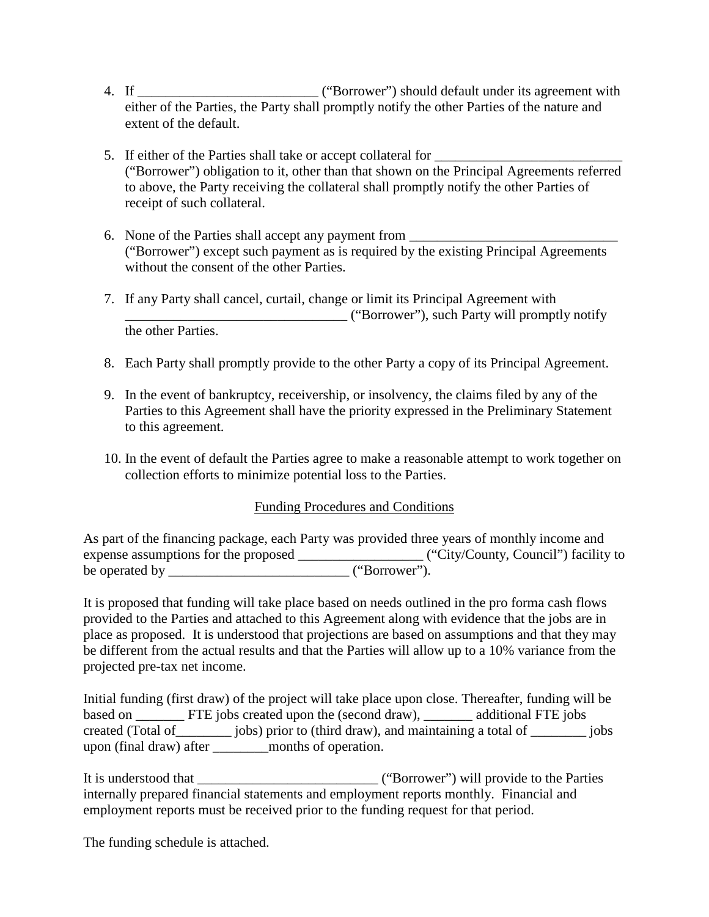4. If __________________________ ("Borrower") should default under its agreement with either of the Parties, the Party shall promptly notify the other Parties of the nature and extent of the default.

5. If either of the Parties shall take or accept collateral for ___________________________ ("Borrower") obligation to it, other than that shown on the Principal Agreements referred to above, the Party receiving the collateral shall promptly notify the other Parties of receipt of such collateral.

6. None of the Parties shall accept any payment from ______________________________ ("Borrower") except such payment as is required by the existing Principal Agreements without the consent of the other Parties.

7. If any Party shall cancel, curtail, change or limit its Principal Agreement with _______________________________ ("Borrower"), such Party will promptly notify the other Parties.

8. Each Party shall promptly provide to the other Party a copy of its Principal Agreement.

9. In the event of bankruptcy, receivership, or insolvency, the claims filed by any of the Parties to this Agreement shall have the priority expressed in the Preliminary Statement to this agreement.

10. In the event of default the Parties agree to make a reasonable attempt to work together on collection efforts to minimize potential loss to the Parties.

<u>Funding Procedures and Conditions</u>

As part of the financing package, each Party was provided three years of monthly income and expense assumptions for the proposed __________________ ("City/County, Council") facility to be operated by __________________________ ("Borrower").

It is proposed that funding will take place based on needs outlined in the pro forma cash flows provided to the Parties and attached to this Agreement along with evidence that the jobs are in place as proposed. It is understood that projections are based on assumptions and that they may be different from the actual results and that the Parties will allow up to a 10% variance from the projected pre-tax net income.

Initial funding (first draw) of the project will take place upon close. Thereafter, funding will be based on _______ FTE jobs created upon the (second draw), _______ additional FTE jobs created (Total of________ jobs) prior to (third draw), and maintaining a total of ________ jobs upon (final draw) after ________months of operation.

It is understood that __________________________ ("Borrower") will provide to the Parties internally prepared financial statements and employment reports monthly. Financial and employment reports must be received prior to the funding request for that period.

The funding schedule is attached.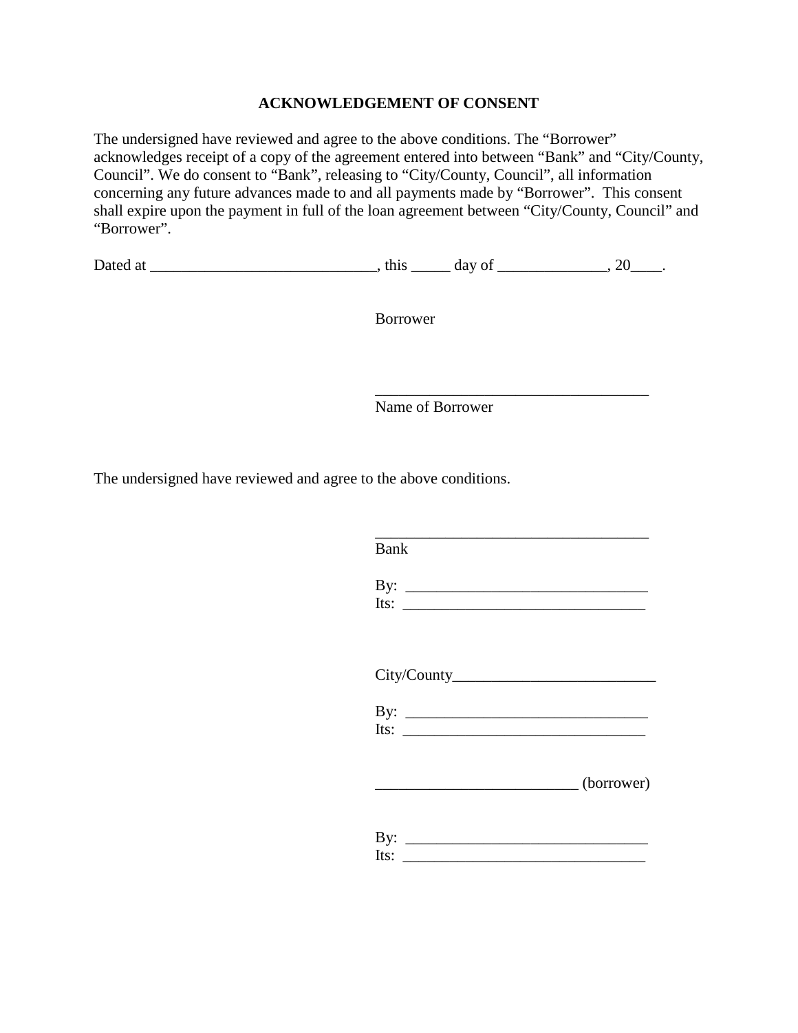## ACKNOWLEDGEMENT OF CONSENT

The undersigned have reviewed and agree to the above conditions. The "Borrower" acknowledges receipt of a copy of the agreement entered into between "Bank" and "City/County, Council". We do consent to "Bank", releasing to "City/County, Council", all information concerning any future advances made to and all payments made by "Borrower". This consent shall expire upon the payment in full of the loan agreement between "City/County, Council" and "Borrower".

Dated at _____________________________, this _____ day of ______________, 20____.

Borrower

___________________________________
Name of Borrower

The undersigned have reviewed and agree to the above conditions.

___________________________________
Bank

By: _______________________________
Its: _______________________________

City/County__________________________

By: _______________________________
Its: _______________________________

_________________________ (borrower)

By: _______________________________
Its: _______________________________